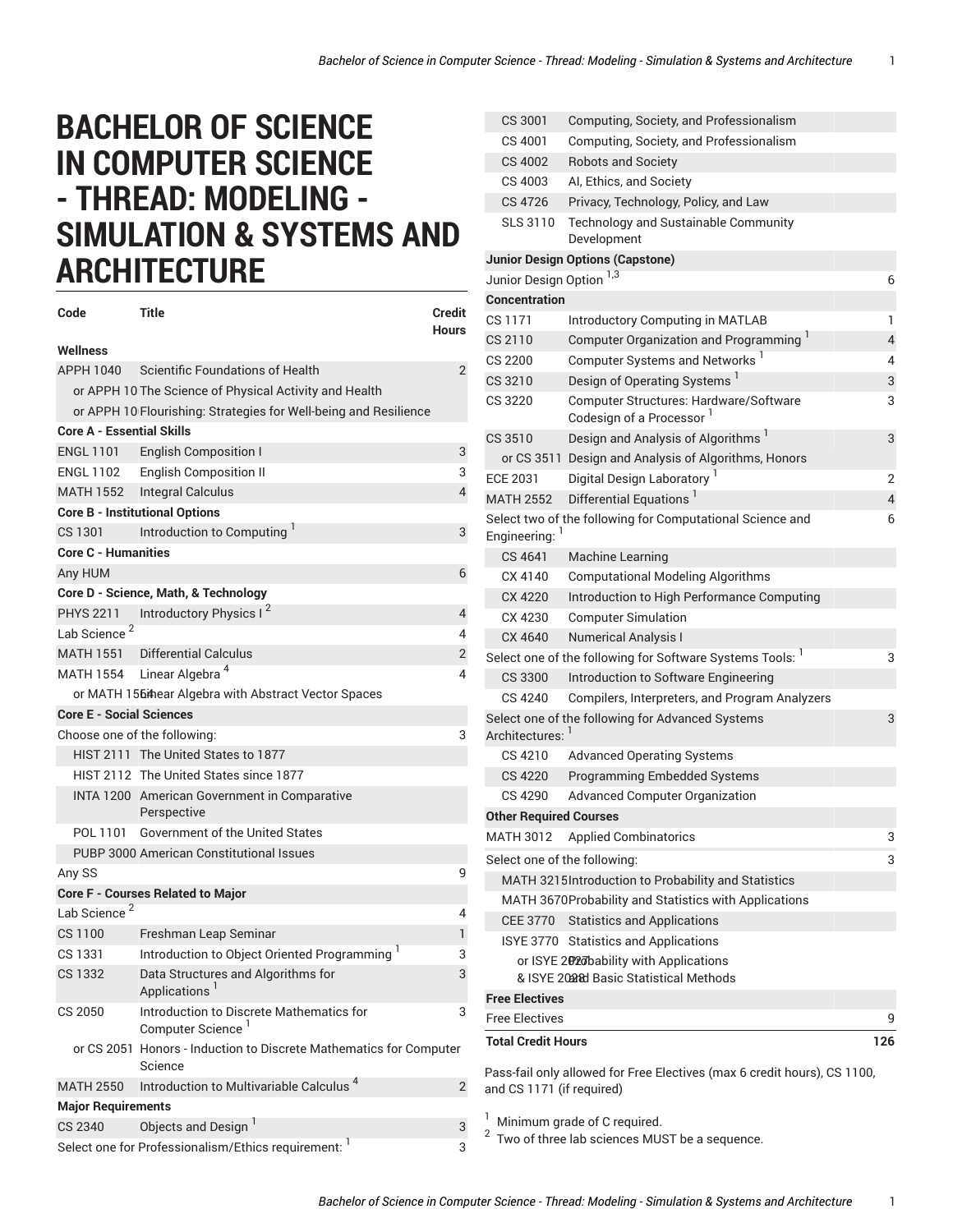# BACHELOR OF SCIENCE IN COMPUTER SCIENCE - THREAD: MODELING - SIMULATION & SYSTEMS AND ARCHITECTURE

| Code | Title | Credit Hours |
|---|---|---|
| **Wellness** | | |
| APPH 1040 | Scientific Foundations of Health | 2 |
| or APPH 10 | The Science of Physical Activity and Health | |
| or APPH 10 | Flourishing: Strategies for Well-being and Resilience | |
| **Core A - Essential Skills** | | |
| ENGL 1101 | English Composition I | 3 |
| ENGL 1102 | English Composition II | 3 |
| MATH 1552 | Integral Calculus | 4 |
| **Core B - Institutional Options** | | |
| CS 1301 | Introduction to Computing [1] | 3 |
| **Core C - Humanities** | | |
| Any HUM | | 6 |
| **Core D - Science, Math, & Technology** | | |
| PHYS 2211 | Introductory Physics I [2] | 4 |
| Lab Science [2] | | 4 |
| MATH 1551 | Differential Calculus | 2 |
| MATH 1554 | Linear Algebra [4] | 4 |
| or MATH 1564 | Linear Algebra with Abstract Vector Spaces | |
| **Core E - Social Sciences** | | |
| Choose one of the following: | | 3 |
| HIST 2111 | The United States to 1877 | |
| HIST 2112 | The United States since 1877 | |
| INTA 1200 | American Government in Comparative Perspective | |
| POL 1101 | Government of the United States | |
| PUBP 3000 | American Constitutional Issues | |
| Any SS | | 9 |
| **Core F - Courses Related to Major** | | |
| Lab Science [2] | | 4 |
| CS 1100 | Freshman Leap Seminar | 1 |
| CS 1331 | Introduction to Object Oriented Programming [1] | 3 |
| CS 1332 | Data Structures and Algorithms for Applications [1] | 3 |
| CS 2050 | Introduction to Discrete Mathematics for Computer Science [1] | 3 |
| or CS 2051 | Honors - Induction to Discrete Mathematics for Computer Science | |
| MATH 2550 | Introduction to Multivariable Calculus [4] | 2 |
| **Major Requirements** | | |
| CS 2340 | Objects and Design [1] | 3 |
| Select one for Professionalism/Ethics requirement: [1] | | 3 |
| CS 3001 | Computing, Society, and Professionalism | |
| CS 4001 | Computing, Society, and Professionalism | |
| CS 4002 | Robots and Society | |
| CS 4003 | AI, Ethics, and Society | |
| CS 4726 | Privacy, Technology, Policy, and Law | |
| SLS 3110 | Technology and Sustainable Community Development | |
| **Junior Design Options (Capstone)** | | |
| Junior Design Option [1,3] | | 6 |
| **Concentration** | | |
| CS 1171 | Introductory Computing in MATLAB | 1 |
| CS 2110 | Computer Organization and Programming [1] | 4 |
| CS 2200 | Computer Systems and Networks [1] | 4 |
| CS 3210 | Design of Operating Systems [1] | 3 |
| CS 3220 | Computer Structures: Hardware/Software Codesign of a Processor [1] | 3 |
| CS 3510 | Design and Analysis of Algorithms [1] | 3 |
| or CS 3511 | Design and Analysis of Algorithms, Honors | |
| ECE 2031 | Digital Design Laboratory [1] | 2 |
| MATH 2552 | Differential Equations [1] | 4 |
| Select two of the following for Computational Science and Engineering: [1] | | 6 |
| CS 4641 | Machine Learning | |
| CX 4140 | Computational Modeling Algorithms | |
| CX 4220 | Introduction to High Performance Computing | |
| CX 4230 | Computer Simulation | |
| CX 4640 | Numerical Analysis I | |
| Select one of the following for Software Systems Tools: [1] | | 3 |
| CS 3300 | Introduction to Software Engineering | |
| CS 4240 | Compilers, Interpreters, and Program Analyzers | |
| Select one of the following for Advanced Systems Architectures: [1] | | 3 |
| CS 4210 | Advanced Operating Systems | |
| CS 4220 | Programming Embedded Systems | |
| CS 4290 | Advanced Computer Organization | |
| **Other Required Courses** | | |
| MATH 3012 | Applied Combinatorics | 3 |
| Select one of the following: | | 3 |
| MATH 3215 | Introduction to Probability and Statistics | |
| MATH 3670 | Probability and Statistics with Applications | |
| CEE 3770 | Statistics and Applications | |
| ISYE 3770 | Statistics and Applications | |
| or ISYE 2027 & ISYE 2028 | Probability with Applications and Basic Statistical Methods | |
| **Free Electives** | | |
| Free Electives | | 9 |
| **Total Credit Hours** | | **126** |

Pass-fail only allowed for Free Electives (max 6 credit hours), CS 1100, and CS 1171 (if required)

[1] Minimum grade of C required.

[2] Two of three lab sciences MUST be a sequence.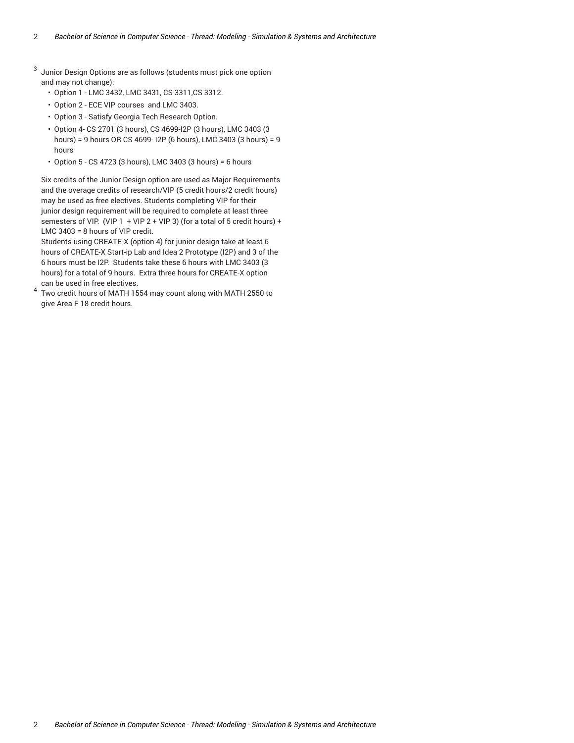[3] Junior Design Options are as follows (students must pick one option and may not change):

- Option 1 - LMC 3432, LMC 3431, CS 3311,CS 3312.
- Option 2 - ECE VIP courses and LMC 3403.
- Option 3 - Satisfy Georgia Tech Research Option.
- Option 4- CS 2701 (3 hours), CS 4699-I2P (3 hours), LMC 3403 (3 hours) = 9 hours OR CS 4699- I2P (6 hours), LMC 3403 (3 hours) = 9 hours
- Option 5 - CS 4723 (3 hours), LMC 3403 (3 hours) = 6 hours

Six credits of the Junior Design option are used as Major Requirements and the overage credits of research/VIP (5 credit hours/2 credit hours) may be used as free electives. Students completing VIP for their junior design requirement will be required to complete at least three semesters of VIP. (VIP 1 + VIP 2 + VIP 3) (for a total of 5 credit hours) + LMC 3403 = 8 hours of VIP credit.
Students using CREATE-X (option 4) for junior design take at least 6 hours of CREATE-X Start-ip Lab and Idea 2 Prototype (I2P) and 3 of the 6 hours must be I2P. Students take these 6 hours with LMC 3403 (3 hours) for a total of 9 hours. Extra three hours for CREATE-X option can be used in free electives.

[4] Two credit hours of MATH 1554 may count along with MATH 2550 to give Area F 18 credit hours.